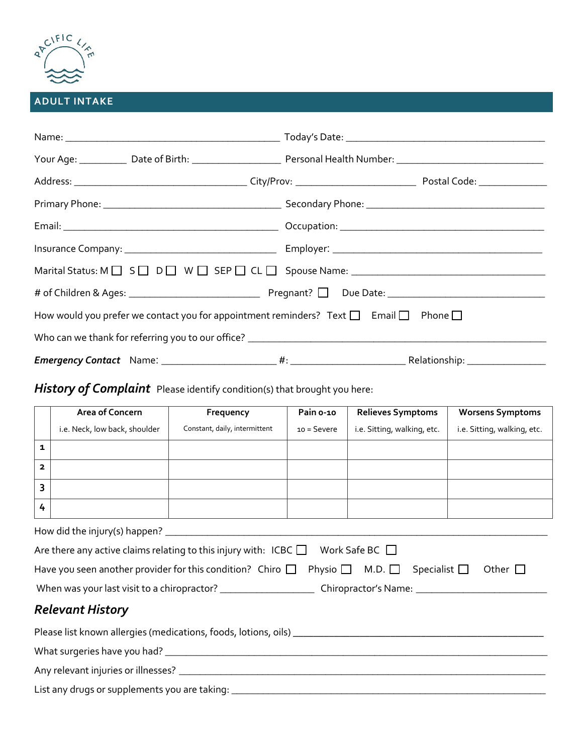PACIFIC LIFE

## ADULT INTAKE

Name: ________________________________________ Today's Date: ____________________________________

Your Age: ________ Date of Birth: ________________ Personal Health Number: ___________________________

Address: ________________________________ City/Prov: ______________________ Postal Code: ____________

Primary Phone: _________________________________ Secondary Phone: ________________________________

Email: ________________________________________ Occupation: _____________________________________

Insurance Company: ____________________________ Employer: ______________________________________

Marital Status: M ☐ S ☐ D ☐ W ☐ SEP ☐ CL ☐ Spouse Name: ____________________________________

# of Children & Ages: ________________________ Pregnant? ☐ Due Date: _____________________________

How would you prefer we contact you for appointment reminders? Text ☐ Email ☐ Phone ☐

Who can we thank for referring you to our office? __________________________________________________

***Emergency Contact*** Name: ____________________ #: ____________________ Relationship: ______________

## *History of Complaint* 

Please identify condition(s) that brought you here:

| | Area of Concern<br>i.e. Neck, low back, shoulder | Frequency<br>Constant, daily, intermittent | Pain 0-10<br>10 = Severe | Relieves Symptoms<br>i.e. Sitting, walking, etc. | Worsens Symptoms<br>i.e. Sitting, walking, etc. |
|---|---|---|---|---|---|
| 1 | | | | | |
| 2 | | | | | |
| 3 | | | | | |
| 4 | | | | | |

How did the injury(s) happen? ___________________________________________________________________

Are there any active claims relating to this injury with: ICBC ☐ Work Safe BC ☐

Have you seen another provider for this condition? Chiro ☐ Physio ☐ M.D. ☐ Specialist ☐ Other ☐

When was your last visit to a chiropractor? _________________ Chiropractor's Name: _______________________

## *Relevant History*

Please list known allergies (medications, foods, lotions, oils) ___________________________________________

What surgeries have you had? ___________________________________________________________________

Any relevant injuries or illnesses? ________________________________________________________________

List any drugs or supplements you are taking: ______________________________________________________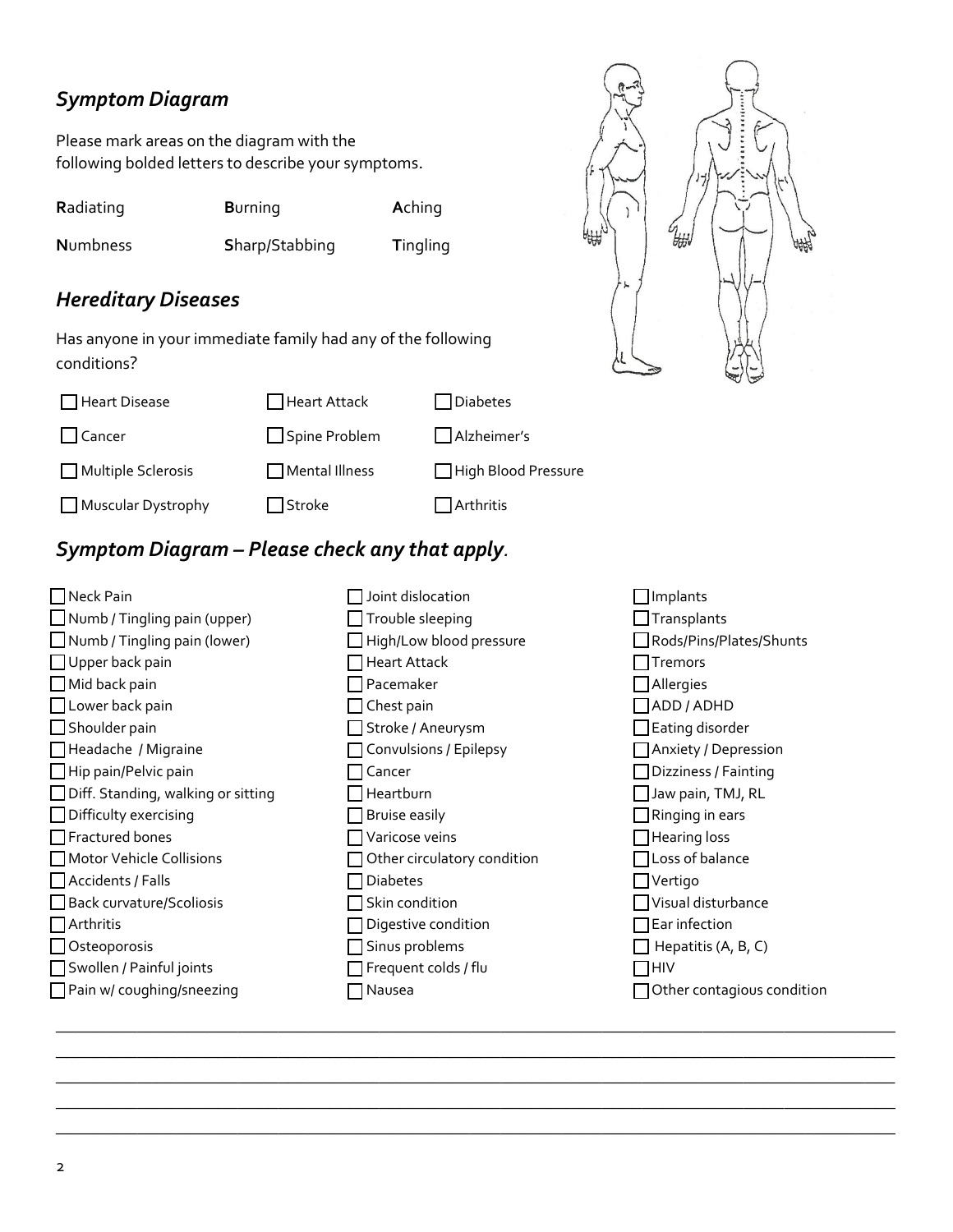## *Symptom Diagram*

Please mark areas on the diagram with the following bolded letters to describe your symptoms.

| | | |
|---|---|---|
| **R**adiating | **B**urning | **A**ching |
| **N**umbness | **S**harp/Stabbing | **T**ingling |

## *Hereditary Diseases*

Has anyone in your immediate family had any of the following conditions?

| | | |
|---|---|---|
| ☐ Heart Disease | ☐ Heart Attack | ☐ Diabetes |
| ☐ Cancer | ☐ Spine Problem | ☐ Alzheimer's |
| ☐ Multiple Sclerosis | ☐ Mental Illness | ☐ High Blood Pressure |
| ☐ Muscular Dystrophy | ☐ Stroke | ☐ Arthritis |

## *Symptom Diagram – Please check any that apply.*

| | | |
|---|---|---|
| ☐ Neck Pain | ☐ Joint dislocation | ☐ Implants |
| ☐ Numb / Tingling pain (upper) | ☐ Trouble sleeping | ☐ Transplants |
| ☐ Numb / Tingling pain (lower) | ☐ High/Low blood pressure | ☐ Rods/Pins/Plates/Shunts |
| ☐ Upper back pain | ☐ Heart Attack | ☐ Tremors |
| ☐ Mid back pain | ☐ Pacemaker | ☐ Allergies |
| ☐ Lower back pain | ☐ Chest pain | ☐ ADD / ADHD |
| ☐ Shoulder pain | ☐ Stroke / Aneurysm | ☐ Eating disorder |
| ☐ Headache / Migraine | ☐ Convulsions / Epilepsy | ☐ Anxiety / Depression |
| ☐ Hip pain/Pelvic pain | ☐ Cancer | ☐ Dizziness / Fainting |
| ☐ Diff. Standing, walking or sitting | ☐ Heartburn | ☐ Jaw pain, TMJ, RL |
| ☐ Difficulty exercising | ☐ Bruise easily | ☐ Ringing in ears |
| ☐ Fractured bones | ☐ Varicose veins | ☐ Hearing loss |
| ☐ Motor Vehicle Collisions | ☐ Other circulatory condition | ☐ Loss of balance |
| ☐ Accidents / Falls | ☐ Diabetes | ☐ Vertigo |
| ☐ Back curvature/Scoliosis | ☐ Skin condition | ☐ Visual disturbance |
| ☐ Arthritis | ☐ Digestive condition | ☐ Ear infection |
| ☐ Osteoporosis | ☐ Sinus problems | ☐ Hepatitis (A, B, C) |
| ☐ Swollen / Painful joints | ☐ Frequent colds / flu | ☐ HIV |
| ☐ Pain w/ coughing/sneezing | ☐ Nausea | ☐ Other contagious condition |

_______________________________________________________________________________

_______________________________________________________________________________

_______________________________________________________________________________

_______________________________________________________________________________

_______________________________________________________________________________